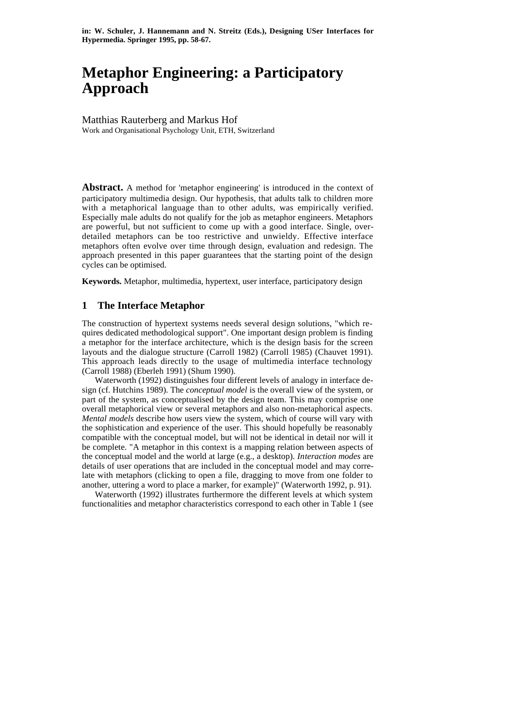**in: W. Schuler, J. Hannemann and N. Streitz (Eds.), Designing USer Interfaces for Hypermedia. Springer 1995, pp. 58-67.**

# Metaphor Engineering: a Participatory Approach

Matthias Rauterberg and Markus Hof

Work and Organisational Psychology Unit, ETH, Switzerland

**Abstract.** A method for 'metaphor engineering' is introduced in the context of participatory multimedia design. Our hypothesis, that adults talk to children more with a metaphorical language than to other adults, was empirically verified. Especially male adults do not qualify for the job as metaphor engineers. Metaphors are powerful, but not sufficient to come up with a good interface. Single, over-detailed metaphors can be too restrictive and unwieldy. Effective interface metaphors often evolve over time through design, evaluation and redesign. The approach presented in this paper guarantees that the starting point of the design cycles can be optimised.

**Keywords.** Metaphor, multimedia, hypertext, user interface, participatory design

## 1 The Interface Metaphor

The construction of hypertext systems needs several design solutions, "which requires dedicated methodological support". One important design problem is finding a metaphor for the interface architecture, which is the design basis for the screen layouts and the dialogue structure (Carroll 1982) (Carroll 1985) (Chauvet 1991). This approach leads directly to the usage of multimedia interface technology (Carroll 1988) (Eberleh 1991) (Shum 1990).

Waterworth (1992) distinguishes four different levels of analogy in interface design (cf. Hutchins 1989). The *conceptual model* is the overall view of the system, or part of the system, as conceptualised by the design team. This may comprise one overall metaphorical view or several metaphors and also non-metaphorical aspects. *Mental models* describe how users view the system, which of course will vary with the sophistication and experience of the user. This should hopefully be reasonably compatible with the conceptual model, but will not be identical in detail nor will it be complete. "A metaphor in this context is a mapping relation between aspects of the conceptual model and the world at large (e.g., a desktop). *Interaction modes* are details of user operations that are included in the conceptual model and may correlate with metaphors (clicking to open a file, dragging to move from one folder to another, uttering a word to place a marker, for example)" (Waterworth 1992, p. 91).

Waterworth (1992) illustrates furthermore the different levels at which system functionalities and metaphor characteristics correspond to each other in Table 1 (see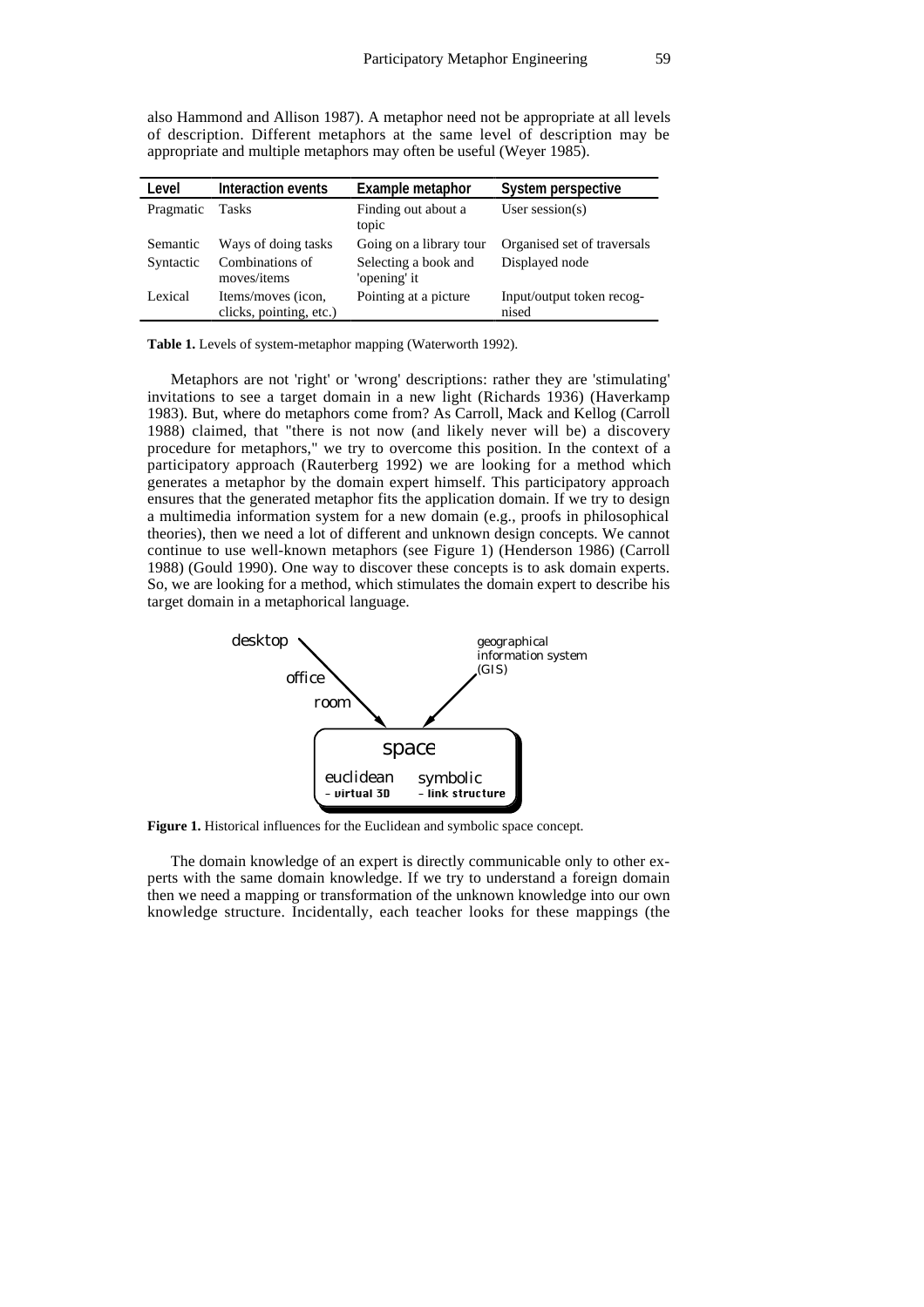also Hammond and Allison 1987). A metaphor need not be appropriate at all levels of description. Different metaphors at the same level of description may be appropriate and multiple metaphors may often be useful (Weyer 1985).

| Level | Interaction events | Example metaphor | System perspective |
|---|---|---|---|
| Pragmatic | Tasks | Finding out about a topic | User session(s) |
| Semantic | Ways of doing tasks | Going on a library tour | Organised set of traversals |
| Syntactic | Combinations of moves/items | Selecting a book and 'opening' it | Displayed node |
| Lexical | Items/moves (icon, clicks, pointing, etc.) | Pointing at a picture | Input/output token recognised |

**Table 1.** Levels of system-metaphor mapping (Waterworth 1992).

Metaphors are not 'right' or 'wrong' descriptions: rather they are 'stimulating' invitations to see a target domain in a new light (Richards 1936) (Haverkamp 1983). But, where do metaphors come from? As Carroll, Mack and Kellog (Carroll 1988) claimed, that "there is not now (and likely never will be) a discovery procedure for metaphors," we try to overcome this position. In the context of a participatory approach (Rauterberg 1992) we are looking for a method which generates a metaphor by the domain expert himself. This participatory approach ensures that the generated metaphor fits the application domain. If we try to design a multimedia information system for a new domain (e.g., proofs in philosophical theories), then we need a lot of different and unknown design concepts. We cannot continue to use well-known metaphors (see Figure 1) (Henderson 1986) (Carroll 1988) (Gould 1990). One way to discover these concepts is to ask domain experts. So, we are looking for a method, which stimulates the domain expert to describe his target domain in a metaphorical language.

desktop — office — room → space (euclidean – virtual 3D; symbolic – link structure) ← geographical information system (GIS)

**Figure 1.** Historical influences for the Euclidean and symbolic space concept.

The domain knowledge of an expert is directly communicable only to other experts with the same domain knowledge. If we try to understand a foreign domain then we need a mapping or transformation of the unknown knowledge into our own knowledge structure. Incidentally, each teacher looks for these mappings (the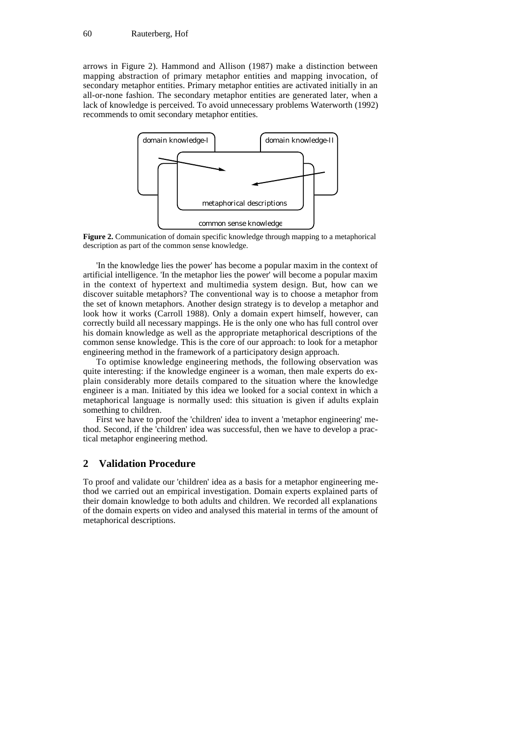arrows in Figure 2). Hammond and Allison (1987) make a distinction between mapping abstraction of primary metaphor entities and mapping invocation, of secondary metaphor entities. Primary metaphor entities are activated initially in an all-or-none fashion. The secondary metaphor entities are generated later, when a lack of knowledge is perceived. To avoid unnecessary problems Waterworth (1992) recommends to omit secondary metaphor entities.

**Figure 2.** Communication of domain specific knowledge through mapping to a metaphorical description as part of the common sense knowledge.

'In the knowledge lies the power' has become a popular maxim in the context of artificial intelligence. 'In the metaphor lies the power' will become a popular maxim in the context of hypertext and multimedia system design. But, how can we discover suitable metaphors? The conventional way is to choose a metaphor from the set of known metaphors. Another design strategy is to develop a metaphor and look how it works (Carroll 1988). Only a domain expert himself, however, can correctly build all necessary mappings. He is the only one who has full control over his domain knowledge as well as the appropriate metaphorical descriptions of the common sense knowledge. This is the core of our approach: to look for a metaphor engineering method in the framework of a participatory design approach.

To optimise knowledge engineering methods, the following observation was quite interesting: if the knowledge engineer is a woman, then male experts do explain considerably more details compared to the situation where the knowledge engineer is a man. Initiated by this idea we looked for a social context in which a metaphorical language is normally used: this situation is given if adults explain something to children.

First we have to proof the 'children' idea to invent a 'metaphor engineering' method. Second, if the 'children' idea was successful, then we have to develop a practical metaphor engineering method.

## 2 Validation Procedure

To proof and validate our 'children' idea as a basis for a metaphor engineering method we carried out an empirical investigation. Domain experts explained parts of their domain knowledge to both adults and children. We recorded all explanations of the domain experts on video and analysed this material in terms of the amount of metaphorical descriptions.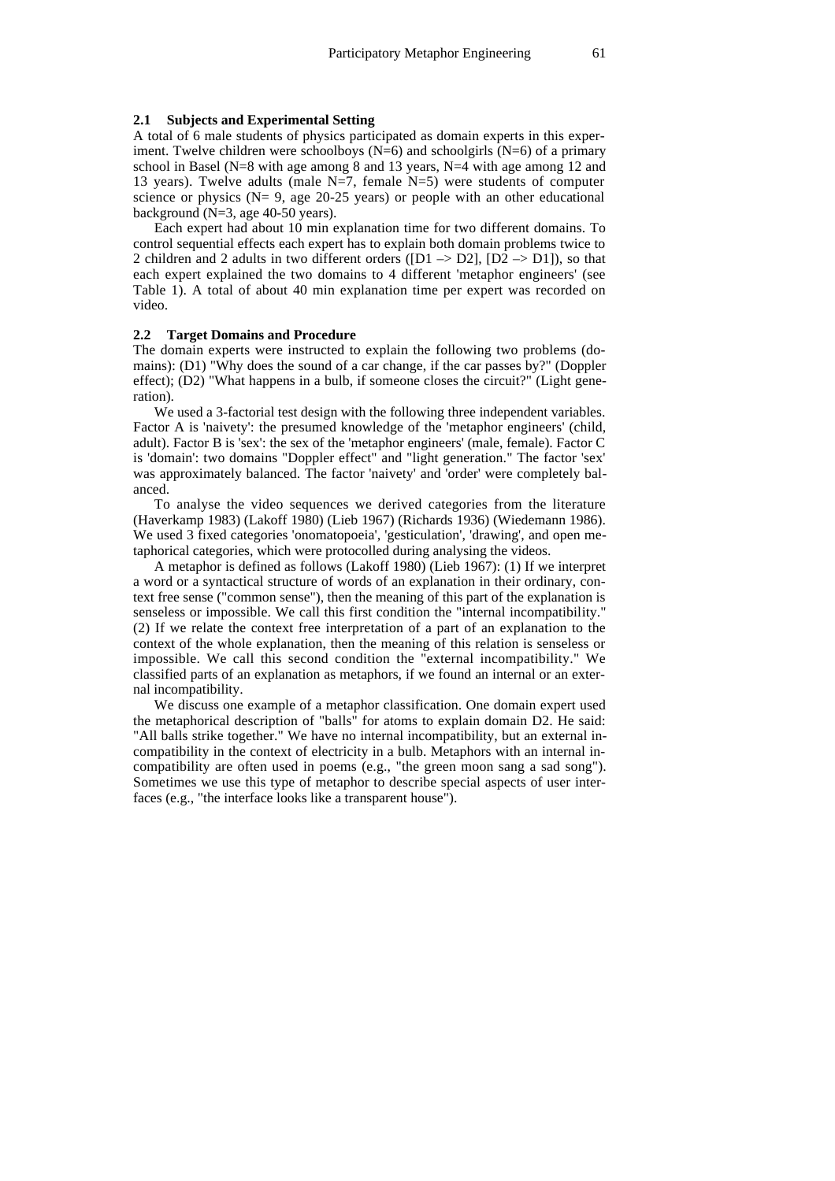### 2.1 Subjects and Experimental Setting

A total of 6 male students of physics participated as domain experts in this experiment. Twelve children were schoolboys (N=6) and schoolgirls (N=6) of a primary school in Basel (N=8 with age among 8 and 13 years, N=4 with age among 12 and 13 years). Twelve adults (male N=7, female N=5) were students of computer science or physics (N= 9, age 20-25 years) or people with an other educational background (N=3, age 40-50 years).

Each expert had about 10 min explanation time for two different domains. To control sequential effects each expert has to explain both domain problems twice to 2 children and 2 adults in two different orders ([D1 –> D2], [D2 –> D1]), so that each expert explained the two domains to 4 different 'metaphor engineers' (see Table 1). A total of about 40 min explanation time per expert was recorded on video.

### 2.2 Target Domains and Procedure

The domain experts were instructed to explain the following two problems (domains): (D1) "Why does the sound of a car change, if the car passes by?" (Doppler effect); (D2) "What happens in a bulb, if someone closes the circuit?" (Light generation).

We used a 3-factorial test design with the following three independent variables. Factor A is 'naivety': the presumed knowledge of the 'metaphor engineers' (child, adult). Factor B is 'sex': the sex of the 'metaphor engineers' (male, female). Factor C is 'domain': two domains "Doppler effect" and "light generation." The factor 'sex' was approximately balanced. The factor 'naivety' and 'order' were completely balanced.

To analyse the video sequences we derived categories from the literature (Haverkamp 1983) (Lakoff 1980) (Lieb 1967) (Richards 1936) (Wiedemann 1986). We used 3 fixed categories 'onomatopoeia', 'gesticulation', 'drawing', and open metaphorical categories, which were protocolled during analysing the videos.

A metaphor is defined as follows (Lakoff 1980) (Lieb 1967): (1) If we interpret a word or a syntactical structure of words of an explanation in their ordinary, context free sense ("common sense"), then the meaning of this part of the explanation is senseless or impossible. We call this first condition the "internal incompatibility." (2) If we relate the context free interpretation of a part of an explanation to the context of the whole explanation, then the meaning of this relation is senseless or impossible. We call this second condition the "external incompatibility." We classified parts of an explanation as metaphors, if we found an internal or an external incompatibility.

We discuss one example of a metaphor classification. One domain expert used the metaphorical description of "balls" for atoms to explain domain D2. He said: "All balls strike together." We have no internal incompatibility, but an external incompatibility in the context of electricity in a bulb. Metaphors with an internal incompatibility are often used in poems (e.g., "the green moon sang a sad song"). Sometimes we use this type of metaphor to describe special aspects of user interfaces (e.g., "the interface looks like a transparent house").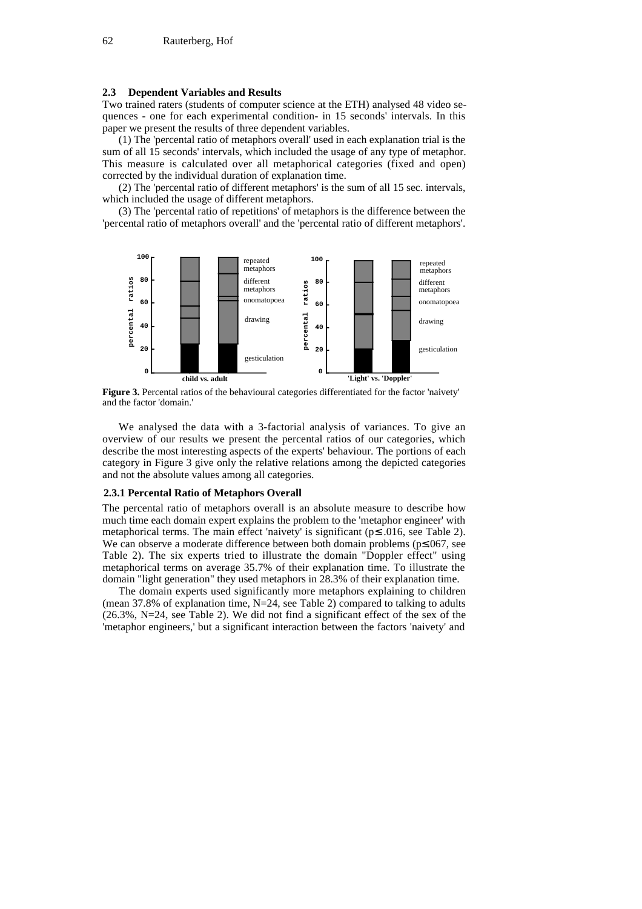### 2.3 Dependent Variables and Results

Two trained raters (students of computer science at the ETH) analysed 48 video sequences - one for each experimental condition- in 15 seconds' intervals. In this paper we present the results of three dependent variables.

(1) The 'percental ratio of metaphors overall' used in each explanation trial is the sum of all 15 seconds' intervals, which included the usage of any type of metaphor. This measure is calculated over all metaphorical categories (fixed and open) corrected by the individual duration of explanation time.

(2) The 'percental ratio of different metaphors' is the sum of all 15 sec. intervals, which included the usage of different metaphors.

(3) The 'percental ratio of repetitions' of metaphors is the difference between the 'percental ratio of metaphors overall' and the 'percental ratio of different metaphors'.

**Figure 3.** Percental ratios of the behavioural categories differentiated for the factor 'naivety' and the factor 'domain.'

We analysed the data with a 3-factorial analysis of variances. To give an overview of our results we present the percental ratios of our categories, which describe the most interesting aspects of the experts' behaviour. The portions of each category in Figure 3 give only the relative relations among the depicted categories and not the absolute values among all categories.

#### 2.3.1 Percental Ratio of Metaphors Overall

The percental ratio of metaphors overall is an absolute measure to describe how much time each domain expert explains the problem to the 'metaphor engineer' with metaphorical terms. The main effect 'naivety' is significant ($p \leq .016$, see Table 2). We can observe a moderate difference between both domain problems ($p \leq .067$, see Table 2). The six experts tried to illustrate the domain "Doppler effect" using metaphorical terms on average 35.7% of their explanation time. To illustrate the domain "light generation" they used metaphors in 28.3% of their explanation time.

The domain experts used significantly more metaphors explaining to children (mean 37.8% of explanation time, N=24, see Table 2) compared to talking to adults (26.3%, N=24, see Table 2). We did not find a significant effect of the sex of the 'metaphor engineers,' but a significant interaction between the factors 'naivety' and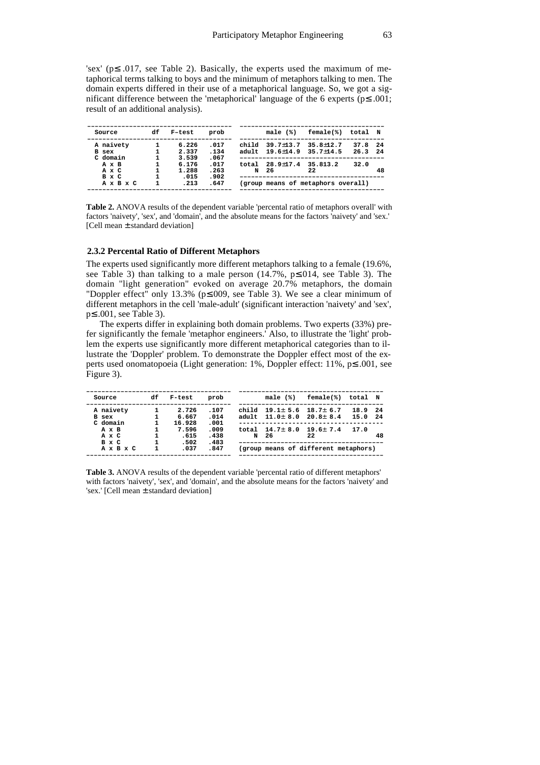'sex' ($p \leq .017$, see Table 2). Basically, the experts used the maximum of metaphorical terms talking to boys and the minimum of metaphors talking to men. The domain experts differed in their use of a metaphorical language. So, we got a significant difference between the 'metaphorical' language of the 6 experts ($p \leq .001$; result of an additional analysis).

| Source | df | F–test | prob |
|---|---|---|---|
| A naivety | 1 | 6.226 | .017 |
| B sex | 1 | 2.337 | .134 |
| C domain | 1 | 3.539 | .067 |
| A x B | 1 | 6.176 | .017 |
| A x C | 1 | 1.288 | .263 |
| B x C | 1 | .015 | .902 |
| A x B x C | 1 | .213 | .647 |

| | male (%) | female(%) | total | N |
|---|---|---|---|---|
| child | 39.7±13.7 | 35.8±12.7 | 37.8 | 24 |
| adult | 19.6±14.9 | 35.7±14.5 | 26.3 | 24 |
| total | 28.9±17.4 | 35.813.2 | 32.0 | |
| N | 26 | 22 | | 48 |
| (group means of metaphors overall) | | | | |

**Table 2.** ANOVA results of the dependent variable 'percental ratio of metaphors overall' with factors 'naivety', 'sex', and 'domain', and the absolute means for the factors 'naivety' and 'sex.' [Cell mean ± standard deviation]

### 2.3.2 Percental Ratio of Different Metaphors

The experts used significantly more different metaphors talking to a female (19.6%, see Table 3) than talking to a male person (14.7%, $p \leq 014$, see Table 3). The domain "light generation" evoked on average 20.7% metaphors, the domain "Doppler effect" only 13.3% ($p \leq 009$, see Table 3). We see a clear minimum of different metaphors in the cell 'male-adult' (significant interaction 'naivety' and 'sex', $p \leq .001$, see Table 3).

The experts differ in explaining both domain problems. Two experts (33%) prefer significantly the female 'metaphor engineers.' Also, to illustrate the 'light' problem the experts use significantly more different metaphorical categories than to illustrate the 'Doppler' problem. To demonstrate the Doppler effect most of the experts used onomatopoeia (Light generation: 1%, Doppler effect: 11%, $p \leq .001$, see Figure 3).

| Source | df | F-test | prob |
|---|---|---|---|
| A naivety | 1 | 2.726 | .107 |
| B sex | 1 | 6.667 | .014 |
| C domain | 1 | 16.928 | .001 |
| A x B | 1 | 7.596 | .009 |
| A x C | 1 | .615 | .438 |
| B x C | 1 | .502 | .483 |
| A x B x C | 1 | .037 | .847 |

| | male (%) | female(%) | total | N |
|---|---|---|---|---|
| child | 19.1± 5.6 | 18.7± 6.7 | 18.9 | 24 |
| adult | 11.0± 8.0 | 20.8± 8.4 | 15.0 | 24 |
| total | 14.7± 8.0 | 19.6± 7.4 | 17.0 | |
| N | 26 | 22 | | 48 |
| (group means of different metaphors) | | | | |

**Table 3.** ANOVA results of the dependent variable 'percental ratio of different metaphors' with factors 'naivety', 'sex', and 'domain', and the absolute means for the factors 'naivety' and 'sex.' [Cell mean ± standard deviation]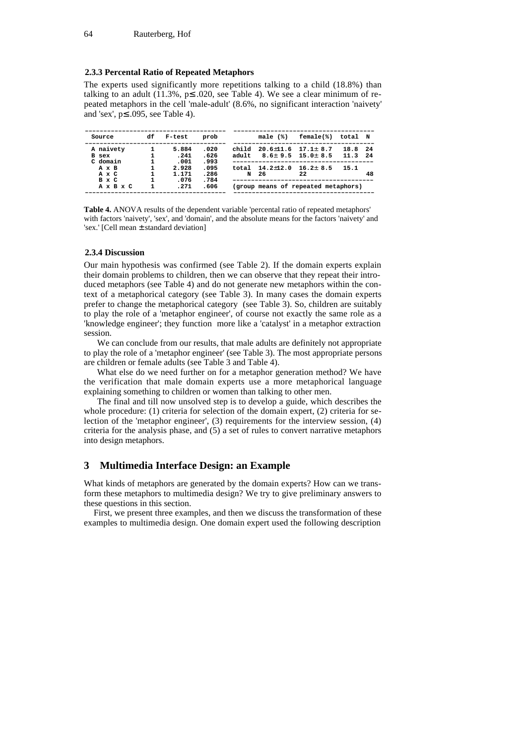### 2.3.3 Percental Ratio of Repeated Metaphors

The experts used significantly more repetitions talking to a child (18.8%) than talking to an adult (11.3%, $p \leq .020$, see Table 4). We see a clear minimum of repeated metaphors in the cell 'male-adult' (8.6%, no significant interaction 'naivety' and 'sex', $p \leq .095$, see Table 4).

| Source | df | F-test | prob |
|---|---|---|---|
| A naivety | 1 | 5.884 | .020 |
| B sex | 1 | .241 | .626 |
| C domain | 1 | .001 | .993 |
| A x B | 1 | 2.928 | .095 |
| A x C | 1 | 1.171 | .286 |
| B x C | 1 | .076 | .784 |
| A x B x C | 1 | .271 | .606 |

| | male (%) | female(%) | total | N |
|---|---|---|---|---|
| child | 20.6±11.6 | 17.1± 8.7 | 18.8 | 24 |
| adult | 8.6± 9.5 | 15.0± 8.5 | 11.3 | 24 |
| total | 14.2±12.0 | 16.2± 8.5 | 15.1 | |
| N | 26 | 22 | | 48 |

(group means of repeated metaphors)

**Table 4.** ANOVA results of the dependent variable 'percental ratio of repeated metaphors' with factors 'naivety', 'sex', and 'domain', and the absolute means for the factors 'naivety' and 'sex.' [Cell mean ± standard deviation]

### 2.3.4 Discussion

Our main hypothesis was confirmed (see Table 2). If the domain experts explain their domain problems to children, then we can observe that they repeat their introduced metaphors (see Table 4) and do not generate new metaphors within the context of a metaphorical category (see Table 3). In many cases the domain experts prefer to change the metaphorical category (see Table 3). So, children are suitably to play the role of a 'metaphor engineer', of course not exactly the same role as a 'knowledge engineer'; they function more like a 'catalyst' in a metaphor extraction session.

We can conclude from our results, that male adults are definitely not appropriate to play the role of a 'metaphor engineer' (see Table 3). The most appropriate persons are children or female adults (see Table 3 and Table 4).

What else do we need further on for a metaphor generation method? We have the verification that male domain experts use a more metaphorical language explaining something to children or women than talking to other men.

The final and till now unsolved step is to develop a guide, which describes the whole procedure: (1) criteria for selection of the domain expert, (2) criteria for selection of the 'metaphor engineer', (3) requirements for the interview session, (4) criteria for the analysis phase, and (5) a set of rules to convert narrative metaphors into design metaphors.

## 3 Multimedia Interface Design: an Example

What kinds of metaphors are generated by the domain experts? How can we transform these metaphors to multimedia design? We try to give preliminary answers to these questions in this section.

First, we present three examples, and then we discuss the transformation of these examples to multimedia design. One domain expert used the following description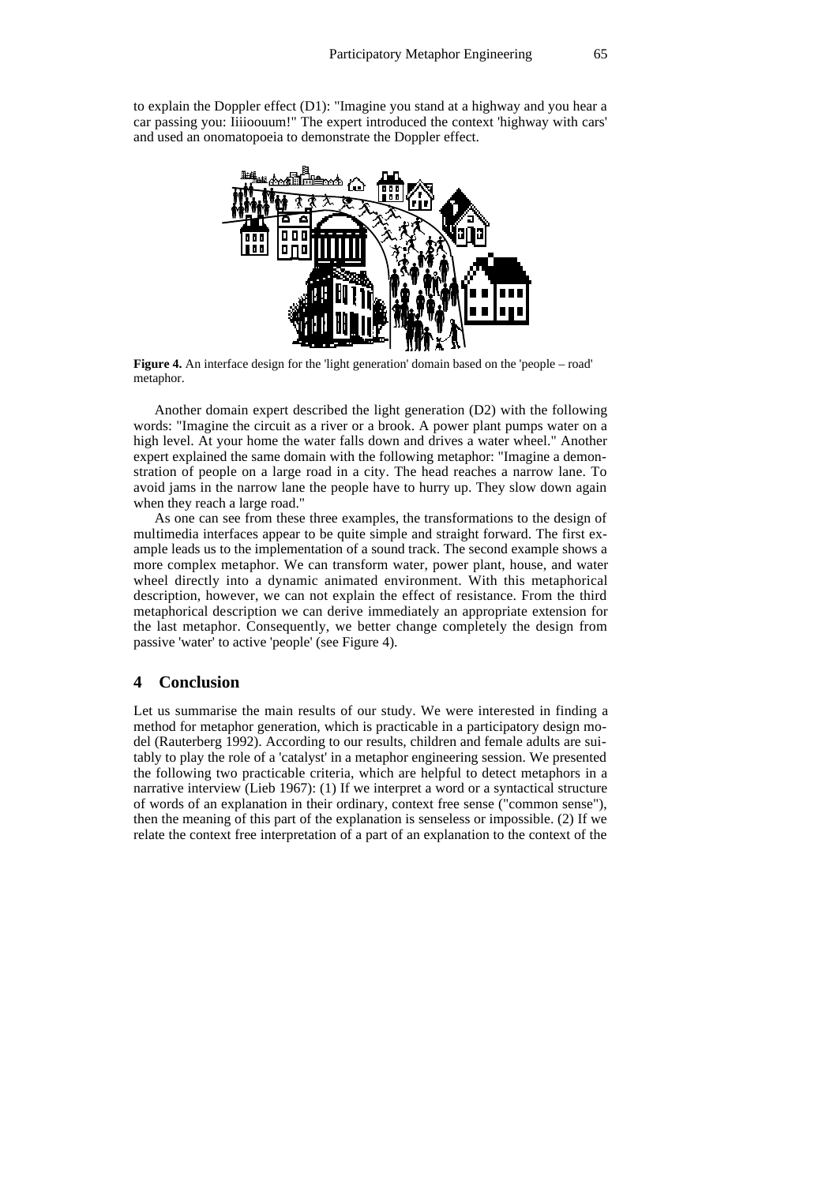to explain the Doppler effect (D1): "Imagine you stand at a highway and you hear a car passing you: Iiiioouum!" The expert introduced the context 'highway with cars' and used an onomatopoeia to demonstrate the Doppler effect.

**Figure 4.** An interface design for the 'light generation' domain based on the 'people – road' metaphor.

Another domain expert described the light generation (D2) with the following words: "Imagine the circuit as a river or a brook. A power plant pumps water on a high level. At your home the water falls down and drives a water wheel." Another expert explained the same domain with the following metaphor: "Imagine a demonstration of people on a large road in a city. The head reaches a narrow lane. To avoid jams in the narrow lane the people have to hurry up. They slow down again when they reach a large road."

As one can see from these three examples, the transformations to the design of multimedia interfaces appear to be quite simple and straight forward. The first example leads us to the implementation of a sound track. The second example shows a more complex metaphor. We can transform water, power plant, house, and water wheel directly into a dynamic animated environment. With this metaphorical description, however, we can not explain the effect of resistance. From the third metaphorical description we can derive immediately an appropriate extension for the last metaphor. Consequently, we better change completely the design from passive 'water' to active 'people' (see Figure 4).

## 4 Conclusion

Let us summarise the main results of our study. We were interested in finding a method for metaphor generation, which is practicable in a participatory design model (Rauterberg 1992). According to our results, children and female adults are suitably to play the role of a 'catalyst' in a metaphor engineering session. We presented the following two practicable criteria, which are helpful to detect metaphors in a narrative interview (Lieb 1967): (1) If we interpret a word or a syntactical structure of words of an explanation in their ordinary, context free sense ("common sense"), then the meaning of this part of the explanation is senseless or impossible. (2) If we relate the context free interpretation of a part of an explanation to the context of the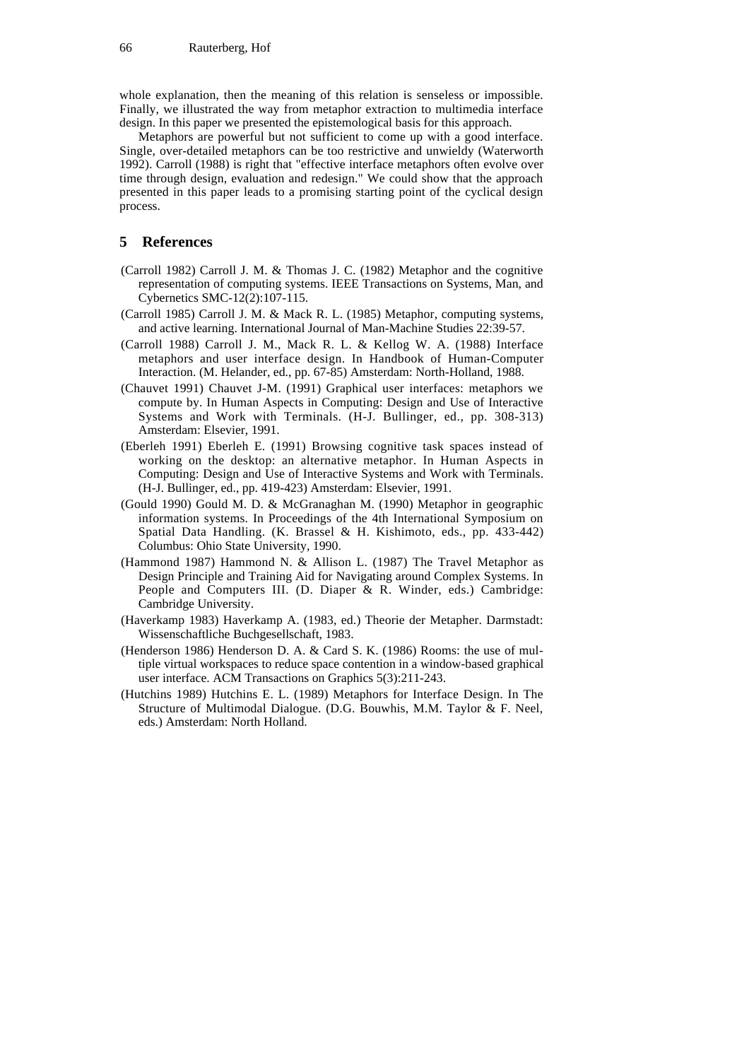whole explanation, then the meaning of this relation is senseless or impossible. Finally, we illustrated the way from metaphor extraction to multimedia interface design. In this paper we presented the epistemological basis for this approach.

Metaphors are powerful but not sufficient to come up with a good interface. Single, over-detailed metaphors can be too restrictive and unwieldy (Waterworth 1992). Carroll (1988) is right that "effective interface metaphors often evolve over time through design, evaluation and redesign." We could show that the approach presented in this paper leads to a promising starting point of the cyclical design process.

## 5 References

(Carroll 1982) Carroll J. M. & Thomas J. C. (1982) Metaphor and the cognitive representation of computing systems. IEEE Transactions on Systems, Man, and Cybernetics SMC-12(2):107-115.

(Carroll 1985) Carroll J. M. & Mack R. L. (1985) Metaphor, computing systems, and active learning. International Journal of Man-Machine Studies 22:39-57.

(Carroll 1988) Carroll J. M., Mack R. L. & Kellog W. A. (1988) Interface metaphors and user interface design. In Handbook of Human-Computer Interaction. (M. Helander, ed., pp. 67-85) Amsterdam: North-Holland, 1988.

(Chauvet 1991) Chauvet J-M. (1991) Graphical user interfaces: metaphors we compute by. In Human Aspects in Computing: Design and Use of Interactive Systems and Work with Terminals. (H-J. Bullinger, ed., pp. 308-313) Amsterdam: Elsevier, 1991.

(Eberleh 1991) Eberleh E. (1991) Browsing cognitive task spaces instead of working on the desktop: an alternative metaphor. In Human Aspects in Computing: Design and Use of Interactive Systems and Work with Terminals. (H-J. Bullinger, ed., pp. 419-423) Amsterdam: Elsevier, 1991.

(Gould 1990) Gould M. D. & McGranaghan M. (1990) Metaphor in geographic information systems. In Proceedings of the 4th International Symposium on Spatial Data Handling. (K. Brassel & H. Kishimoto, eds., pp. 433-442) Columbus: Ohio State University, 1990.

(Hammond 1987) Hammond N. & Allison L. (1987) The Travel Metaphor as Design Principle and Training Aid for Navigating around Complex Systems. In People and Computers III. (D. Diaper & R. Winder, eds.) Cambridge: Cambridge University.

(Haverkamp 1983) Haverkamp A. (1983, ed.) Theorie der Metapher. Darmstadt: Wissenschaftliche Buchgesellschaft, 1983.

(Henderson 1986) Henderson D. A. & Card S. K. (1986) Rooms: the use of multiple virtual workspaces to reduce space contention in a window-based graphical user interface. ACM Transactions on Graphics 5(3):211-243.

(Hutchins 1989) Hutchins E. L. (1989) Metaphors for Interface Design. In The Structure of Multimodal Dialogue. (D.G. Bouwhis, M.M. Taylor & F. Neel, eds.) Amsterdam: North Holland.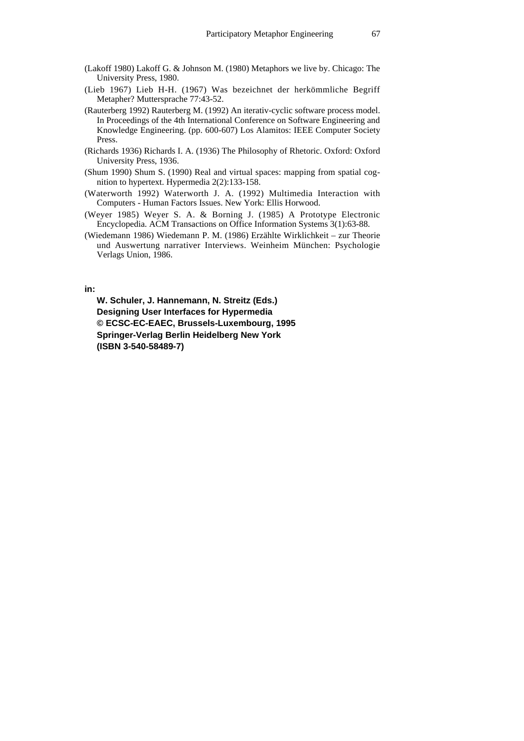(Lakoff 1980) Lakoff G. & Johnson M. (1980) Metaphors we live by. Chicago: The University Press, 1980.

(Lieb 1967) Lieb H-H. (1967) Was bezeichnet der herkömmliche Begriff Metapher? Muttersprache 77:43-52.

(Rauterberg 1992) Rauterberg M. (1992) An iterativ-cyclic software process model. In Proceedings of the 4th International Conference on Software Engineering and Knowledge Engineering. (pp. 600-607) Los Alamitos: IEEE Computer Society Press.

(Richards 1936) Richards I. A. (1936) The Philosophy of Rhetoric. Oxford: Oxford University Press, 1936.

(Shum 1990) Shum S. (1990) Real and virtual spaces: mapping from spatial cognition to hypertext. Hypermedia 2(2):133-158.

(Waterworth 1992) Waterworth J. A. (1992) Multimedia Interaction with Computers - Human Factors Issues. New York: Ellis Horwood.

(Weyer 1985) Weyer S. A. & Borning J. (1985) A Prototype Electronic Encyclopedia. ACM Transactions on Office Information Systems 3(1):63-88.

(Wiedemann 1986) Wiedemann P. M. (1986) Erzählte Wirklichkeit – zur Theorie und Auswertung narrativer Interviews. Weinheim München: Psychologie Verlags Union, 1986.

**in:**

**W. Schuler, J. Hannemann, N. Streitz (Eds.)**
**Designing User Interfaces for Hypermedia**
**© ECSC-EC-EAEC, Brussels-Luxembourg, 1995**
**Springer-Verlag Berlin Heidelberg New York**
**(ISBN 3-540-58489-7)**